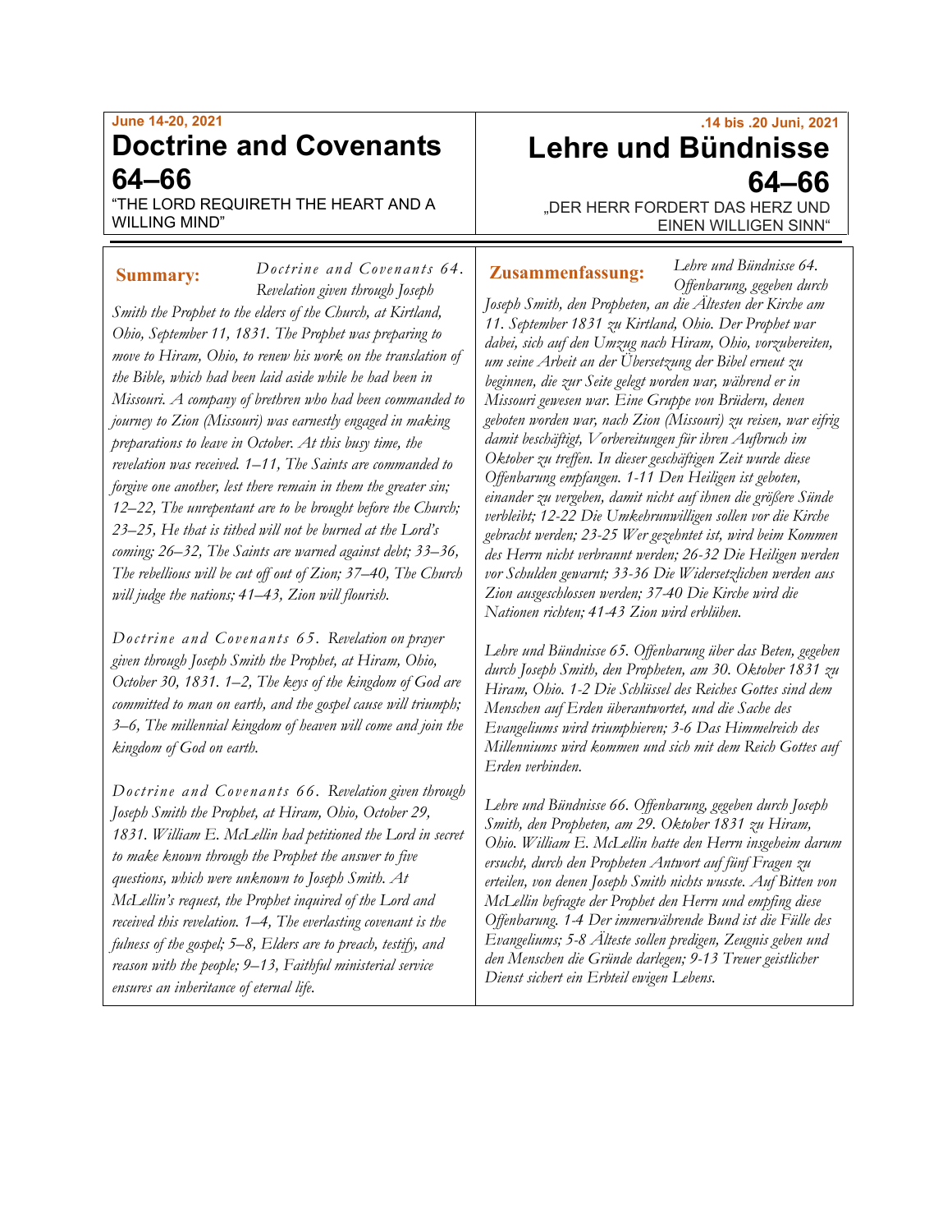June 14-20, 2021

# Doctrine and Covenants 64–66

“THE LORD REQUIRETH THE HEART AND A WILLING MIND”

**Summary:** *Doctrine and Covenants 64. Revelation given through Joseph Smith the Prophet to the elders of the Church, at Kirtland, Ohio, September 11, 1831. The Prophet was preparing to move to Hiram, Ohio, to renew his work on the translation of the Bible, which had been laid aside while he had been in Missouri. A company of brethren who had been commanded to journey to Zion (Missouri) was earnestly engaged in making preparations to leave in October. At this busy time, the revelation was received. 1–11, The Saints are commanded to forgive one another, lest there remain in them the greater sin; 12–22, The unrepentant are to be brought before the Church; 23–25, He that is tithed will not be burned at the Lord’s coming; 26–32, The Saints are warned against debt; 33–36, The rebellious will be cut off out of Zion; 37–40, The Church will judge the nations; 41–43, Zion will flourish.*

*Doctrine and Covenants 65. Revelation on prayer given through Joseph Smith the Prophet, at Hiram, Ohio, October 30, 1831. 1–2, The keys of the kingdom of God are committed to man on earth, and the gospel cause will triumph; 3–6, The millennial kingdom of heaven will come and join the kingdom of God on earth.*

*Doctrine and Covenants 66. Revelation given through Joseph Smith the Prophet, at Hiram, Ohio, October 29, 1831. William E. McLellin had petitioned the Lord in secret to make known through the Prophet the answer to five questions, which were unknown to Joseph Smith. At McLellin’s request, the Prophet inquired of the Lord and received this revelation. 1–4, The everlasting covenant is the fulness of the gospel; 5–8, Elders are to preach, testify, and reason with the people; 9–13, Faithful ministerial service ensures an inheritance of eternal life.*

.14 bis .20 Juni, 2021

# Lehre und Bündnisse 64–66

„DER HERR FORDERT DAS HERZ UND EINEN WILLIGEN SINN“

**Zusammenfassung:** *Lehre und Bündnisse 64. Offenbarung, gegeben durch Joseph Smith, den Propheten, an die Ältesten der Kirche am 11. September 1831 zu Kirtland, Ohio. Der Prophet war dabei, sich auf den Umzug nach Hiram, Ohio, vorzubereiten, um seine Arbeit an der Übersetzung der Bibel erneut zu beginnen, die zur Seite gelegt worden war, während er in Missouri gewesen war. Eine Gruppe von Brüdern, denen geboten worden war, nach Zion (Missouri) zu reisen, war eifrig damit beschäftigt, Vorbereitungen für ihren Aufbruch im Oktober zu treffen. In dieser geschäftigen Zeit wurde diese Offenbarung empfangen. 1-11 Den Heiligen ist geboten, einander zu vergeben, damit nicht auf ihnen die größere Sünde verbleibt; 12-22 Die Umkehrunwilligen sollen vor die Kirche gebracht werden; 23-25 Wer gezehntet ist, wird beim Kommen des Herrn nicht verbrannt werden; 26-32 Die Heiligen werden vor Schulden gewarnt; 33-36 Die Widersetzlichen werden aus Zion ausgeschlossen werden; 37-40 Die Kirche wird die Nationen richten; 41-43 Zion wird erblühen.*

*Lehre und Bündnisse 65. Offenbarung über das Beten, gegeben durch Joseph Smith, den Propheten, am 30. Oktober 1831 zu Hiram, Ohio. 1-2 Die Schlüssel des Reiches Gottes sind dem Menschen auf Erden überantwortet, und die Sache des Evangeliums wird triumphieren; 3-6 Das Himmelreich des Millenniums wird kommen und sich mit dem Reich Gottes auf Erden verbinden.*

*Lehre und Bündnisse 66. Offenbarung, gegeben durch Joseph Smith, den Propheten, am 29. Oktober 1831 zu Hiram, Ohio. William E. McLellin hatte den Herrn insgeheim darum ersucht, durch den Propheten Antwort auf fünf Fragen zu erteilen, von denen Joseph Smith nichts wusste. Auf Bitten von McLellin befragte der Prophet den Herrn und empfing diese Offenbarung. 1-4 Der immerwährende Bund ist die Fülle des Evangeliums; 5-8 Älteste sollen predigen, Zeugnis geben und den Menschen die Gründe darlegen; 9-13 Treuer geistlicher Dienst sichert ein Erbteil ewigen Lebens.*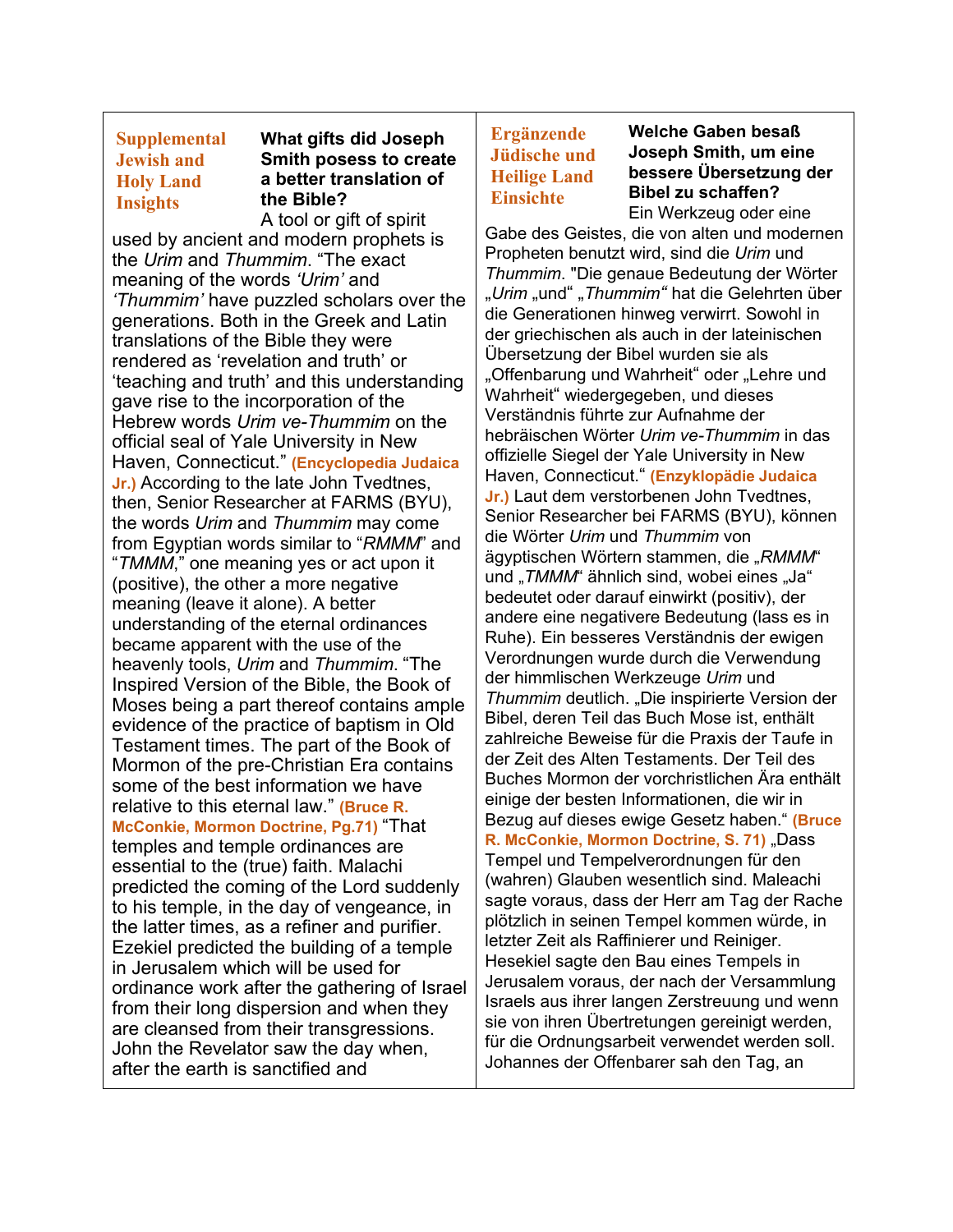**Supplemental Jewish and Holy Land Insights**

**What gifts did Joseph Smith posess to create a better translation of the Bible?**

A tool or gift of spirit used by ancient and modern prophets is the *Urim* and *Thummim*. “The exact meaning of the words *‘Urim’* and *‘Thummim’* have puzzled scholars over the generations. Both in the Greek and Latin translations of the Bible they were rendered as ‘revelation and truth’ or ‘teaching and truth’ and this understanding gave rise to the incorporation of the Hebrew words *Urim ve-Thummim* on the official seal of Yale University in New Haven, Connecticut.” **(Encyclopedia Judaica Jr.)** According to the late John Tvedtnes, then, Senior Researcher at FARMS (BYU), the words *Urim* and *Thummim* may come from Egyptian words similar to “*RMMM*” and “*TMMM*,” one meaning yes or act upon it (positive), the other a more negative meaning (leave it alone). A better understanding of the eternal ordinances became apparent with the use of the heavenly tools, *Urim* and *Thummim*. “The Inspired Version of the Bible, the Book of Moses being a part thereof contains ample evidence of the practice of baptism in Old Testament times. The part of the Book of Mormon of the pre-Christian Era contains some of the best information we have relative to this eternal law.” **(Bruce R. McConkie, Mormon Doctrine, Pg.71)** “That temples and temple ordinances are essential to the (true) faith. Malachi predicted the coming of the Lord suddenly to his temple, in the day of vengeance, in the latter times, as a refiner and purifier. Ezekiel predicted the building of a temple in Jerusalem which will be used for ordinance work after the gathering of Israel from their long dispersion and when they are cleansed from their transgressions. John the Revelator saw the day when, after the earth is sanctified and

**Ergänzende Jüdische und Heilige Land Einsichte**

**Welche Gaben besaß Joseph Smith, um eine bessere Übersetzung der Bibel zu schaffen?**

Ein Werkzeug oder eine Gabe des Geistes, die von alten und modernen Propheten benutzt wird, sind die *Urim* und *Thummim*. "Die genaue Bedeutung der Wörter „*Urim* „und“ „*Thummim*“ hat die Gelehrten über die Generationen hinweg verwirrt. Sowohl in der griechischen als auch in der lateinischen Übersetzung der Bibel wurden sie als „Offenbarung und Wahrheit“ oder „Lehre und Wahrheit“ wiedergegeben, und dieses Verständnis führte zur Aufnahme der hebräischen Wörter *Urim ve-Thummim* in das offizielle Siegel der Yale University in New Haven, Connecticut.“ **(Enzyklopädie Judaica Jr.)** Laut dem verstorbenen John Tvedtnes, Senior Researcher bei FARMS (BYU), können die Wörter *Urim* und *Thummim* von ägyptischen Wörtern stammen, die „*RMMM*“ und „*TMMM*“ ähnlich sind, wobei eines „Ja“ bedeutet oder darauf einwirkt (positiv), der andere eine negativere Bedeutung (lass es in Ruhe). Ein besseres Verständnis der ewigen Verordnungen wurde durch die Verwendung der himmlischen Werkzeuge *Urim* und *Thummim* deutlich. „Die inspirierte Version der Bibel, deren Teil das Buch Mose ist, enthält zahlreiche Beweise für die Praxis der Taufe in der Zeit des Alten Testaments. Der Teil des Buches Mormon der vorchristlichen Ära enthält einige der besten Informationen, die wir in Bezug auf dieses ewige Gesetz haben.“ **(Bruce R. McConkie, Mormon Doctrine, S. 71)** „Dass Tempel und Tempelverordnungen für den (wahren) Glauben wesentlich sind. Maleachi sagte voraus, dass der Herr am Tag der Rache plötzlich in seinen Tempel kommen würde, in letzter Zeit als Raffinierer und Reiniger. Hesekiel sagte den Bau eines Tempels in Jerusalem voraus, der nach der Versammlung Israels aus ihrer langen Zerstreuung und wenn sie von ihren Übertretungen gereinigt werden, für die Ordnungsarbeit verwendet werden soll. Johannes der Offenbarer sah den Tag, an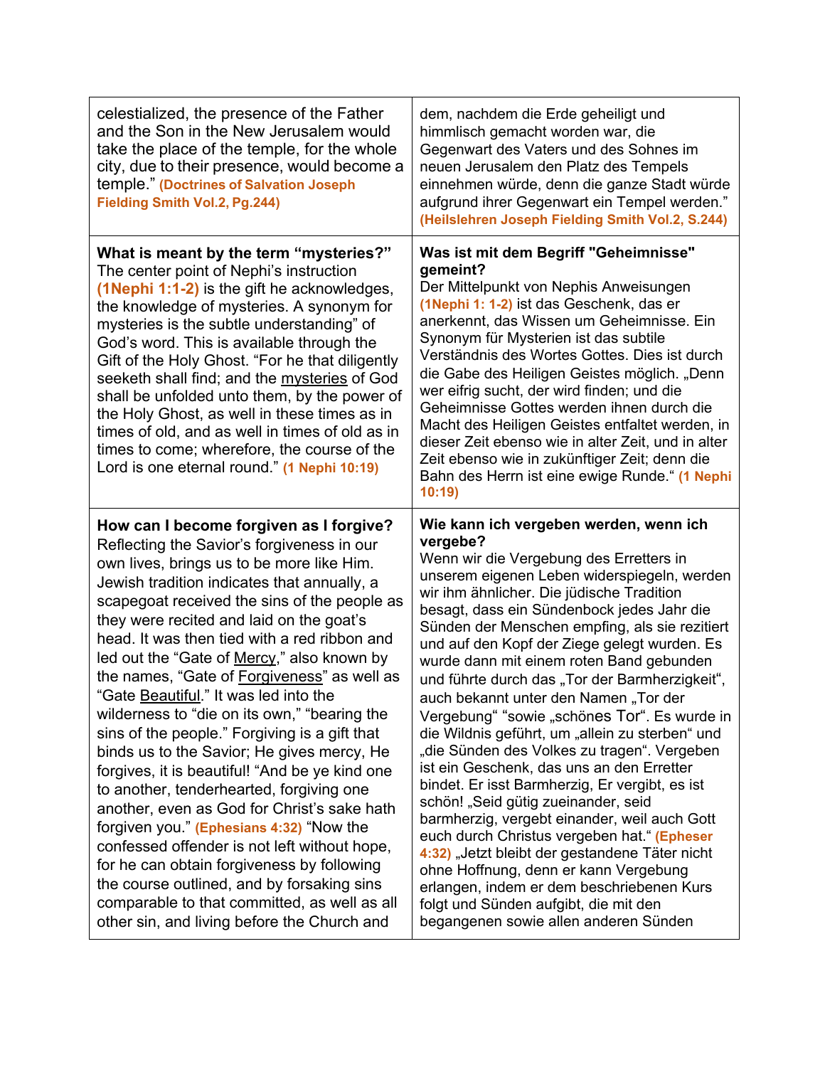| | |
|---|---|
| celestialized, the presence of the Father and the Son in the New Jerusalem would take the place of the temple, for the whole city, due to their presence, would become a temple." **(Doctrines of Salvation Joseph Fielding Smith Vol.2, Pg.244)** | dem, nachdem die Erde geheiligt und himmlisch gemacht worden war, die Gegenwart des Vaters und des Sohnes im neuen Jerusalem den Platz des Tempels einnehmen würde, denn die ganze Stadt würde aufgrund ihrer Gegenwart ein Tempel werden." **(Heilslehren Joseph Fielding Smith Vol.2, S.244)** |
| **What is meant by the term "mysteries?"** The center point of Nephi's instruction **(1Nephi 1:1-2)** is the gift he acknowledges, the knowledge of mysteries. A synonym for mysteries is the subtle understanding" of God's word. This is available through the Gift of the Holy Ghost. "For he that diligently seeketh shall find; and the <u>mysteries</u> of God shall be unfolded unto them, by the power of the Holy Ghost, as well in these times as in times of old, and as well in times of old as in times to come; wherefore, the course of the Lord is one eternal round." **(1 Nephi 10:19)** | **Was ist mit dem Begriff "Geheimnisse" gemeint?** Der Mittelpunkt von Nephis Anweisungen **(1Nephi 1: 1-2)** ist das Geschenk, das er anerkennt, das Wissen um Geheimnisse. Ein Synonym für Mysterien ist das subtile Verständnis des Wortes Gottes. Dies ist durch die Gabe des Heiligen Geistes möglich. „Denn wer eifrig sucht, der wird finden; und die Geheimnisse Gottes werden ihnen durch die Macht des Heiligen Geistes entfaltet werden, in dieser Zeit ebenso wie in alter Zeit, und in alter Zeit ebenso wie in zukünftiger Zeit; denn die Bahn des Herrn ist eine ewige Runde." **(1 Nephi 10:19)** |
| **How can I become forgiven as I forgive?** Reflecting the Savior's forgiveness in our own lives, brings us to be more like Him. Jewish tradition indicates that annually, a scapegoat received the sins of the people as they were recited and laid on the goat's head. It was then tied with a red ribbon and led out the "Gate of <u>Mercy</u>," also known by the names, "Gate of <u>Forgiveness</u>" as well as "Gate <u>Beautiful</u>." It was led into the wilderness to "die on its own," "bearing the sins of the people." Forgiving is a gift that binds us to the Savior; He gives mercy, He forgives, it is beautiful! "And be ye kind one to another, tenderhearted, forgiving one another, even as God for Christ's sake hath forgiven you." **(Ephesians 4:32)** "Now the confessed offender is not left without hope, for he can obtain forgiveness by following the course outlined, and by forsaking sins comparable to that committed, as well as all other sin, and living before the Church and | **Wie kann ich vergeben werden, wenn ich vergebe?** Wenn wir die Vergebung des Erretters in unserem eigenen Leben widerspiegeln, werden wir ihm ähnlicher. Die jüdische Tradition besagt, dass ein Sündenbock jedes Jahr die Sünden der Menschen empfing, als sie rezitiert und auf den Kopf der Ziege gelegt wurden. Es wurde dann mit einem roten Band gebunden und führte durch das „Tor der Barmherzigkeit", auch bekannt unter den Namen „Tor der Vergebung" "sowie „schönes Tor". Es wurde in die Wildnis geführt, um „allein zu sterben" und „die Sünden des Volkes zu tragen". Vergeben ist ein Geschenk, das uns an den Erretter bindet. Er isst Barmherzig, Er vergibt, es ist schön! „Seid gütig zueinander, seid barmherzig, vergebt einander, weil auch Gott euch durch Christus vergeben hat." **(Epheser 4:32)** „Jetzt bleibt der gestandene Täter nicht ohne Hoffnung, denn er kann Vergebung erlangen, indem er dem beschriebenen Kurs folgt und Sünden aufgibt, die mit den begangenen sowie allen anderen Sünden |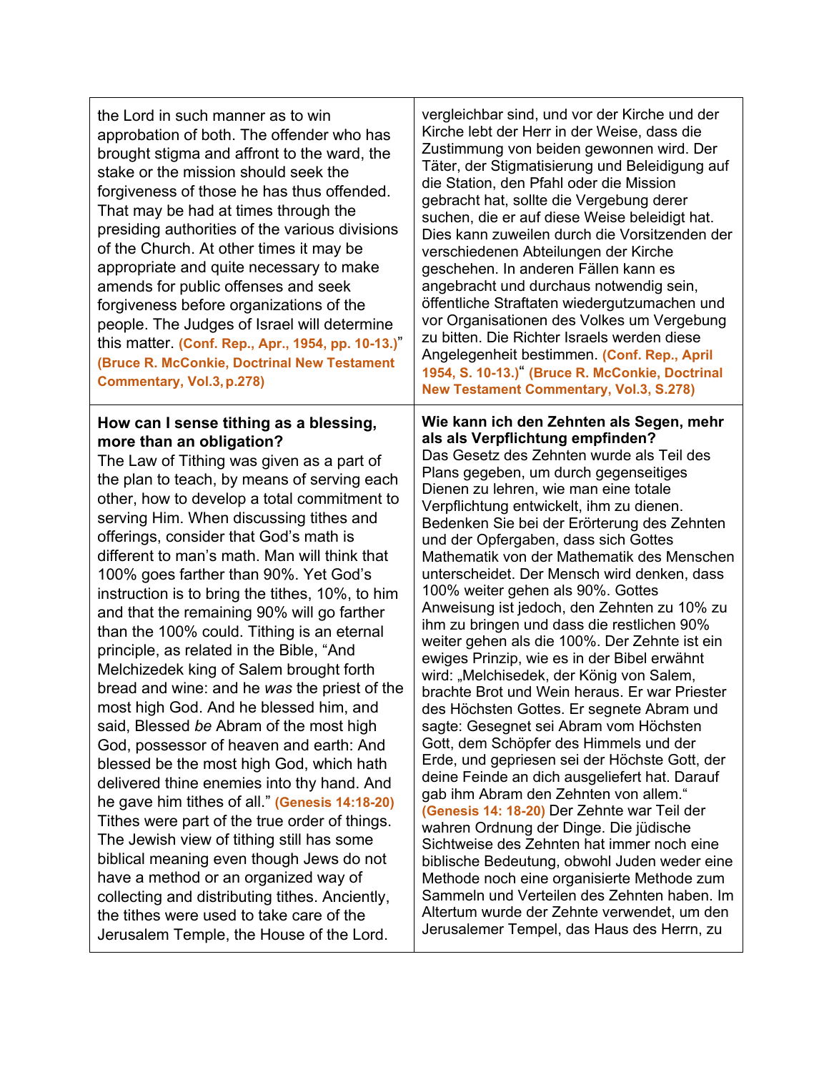| | |
|---|---|
| the Lord in such manner as to win approbation of both. The offender who has brought stigma and affront to the ward, the stake or the mission should seek the forgiveness of those he has thus offended. That may be had at times through the presiding authorities of the various divisions of the Church. At other times it may be appropriate and quite necessary to make amends for public offenses and seek forgiveness before organizations of the people. The Judges of Israel will determine this matter. **(Conf. Rep., Apr., 1954, pp. 10-13.)**" **(Bruce R. McConkie, Doctrinal New Testament Commentary, Vol.3, p.278)** | vergleichbar sind, und vor der Kirche und der Kirche lebt der Herr in der Weise, dass die Zustimmung von beiden gewonnen wird. Der Täter, der Stigmatisierung und Beleidigung auf die Station, den Pfahl oder die Mission gebracht hat, sollte die Vergebung derer suchen, die er auf diese Weise beleidigt hat. Dies kann zuweilen durch die Vorsitzenden der verschiedenen Abteilungen der Kirche geschehen. In anderen Fällen kann es angebracht und durchaus notwendig sein, öffentliche Straftaten wiedergutzumachen und vor Organisationen des Volkes um Vergebung zu bitten. Die Richter Israels werden diese Angelegenheit bestimmen. **(Conf. Rep., April 1954, S. 10-13.)**" **(Bruce R. McConkie, Doctrinal New Testament Commentary, Vol.3, S.278)** |
| **How can I sense tithing as a blessing, more than an obligation?** The Law of Tithing was given as a part of the plan to teach, by means of serving each other, how to develop a total commitment to serving Him. When discussing tithes and offerings, consider that God's math is different to man's math. Man will think that 100% goes farther than 90%. Yet God's instruction is to bring the tithes, 10%, to him and that the remaining 90% will go farther than the 100% could. Tithing is an eternal principle, as related in the Bible, "And Melchizedek king of Salem brought forth bread and wine: and he *was* the priest of the most high God. And he blessed him, and said, Blessed *be* Abram of the most high God, possessor of heaven and earth: And blessed be the most high God, which hath delivered thine enemies into thy hand. And he gave him tithes of all." **(Genesis 14:18-20)** Tithes were part of the true order of things. The Jewish view of tithing still has some biblical meaning even though Jews do not have a method or an organized way of collecting and distributing tithes. Anciently, the tithes were used to take care of the Jerusalem Temple, the House of the Lord. | **Wie kann ich den Zehnten als Segen, mehr als als Verpflichtung empfinden?** Das Gesetz des Zehnten wurde als Teil des Plans gegeben, um durch gegenseitiges Dienen zu lehren, wie man eine totale Verpflichtung entwickelt, ihm zu dienen. Bedenken Sie bei der Erörterung des Zehnten und der Opfergaben, dass sich Gottes Mathematik von der Mathematik des Menschen unterscheidet. Der Mensch wird denken, dass 100% weiter gehen als 90%. Gottes Anweisung ist jedoch, den Zehnten zu 10% zu ihm zu bringen und dass die restlichen 90% weiter gehen als die 100%. Der Zehnte ist ein ewiges Prinzip, wie es in der Bibel erwähnt wird: „Melchisedek, der König von Salem, brachte Brot und Wein heraus. Er war Priester des Höchsten Gottes. Er segnete Abram und sagte: Gesegnet sei Abram vom Höchsten Gott, dem Schöpfer des Himmels und der Erde, und gepriesen sei der Höchste Gott, der deine Feinde an dich ausgeliefert hat. Darauf gab ihm Abram den Zehnten von allem." **(Genesis 14: 18-20)** Der Zehnte war Teil der wahren Ordnung der Dinge. Die jüdische Sichtweise des Zehnten hat immer noch eine biblische Bedeutung, obwohl Juden weder eine Methode noch eine organisierte Methode zum Sammeln und Verteilen des Zehnten haben. Im Altertum wurde der Zehnte verwendet, um den Jerusalemer Tempel, das Haus des Herrn, zu |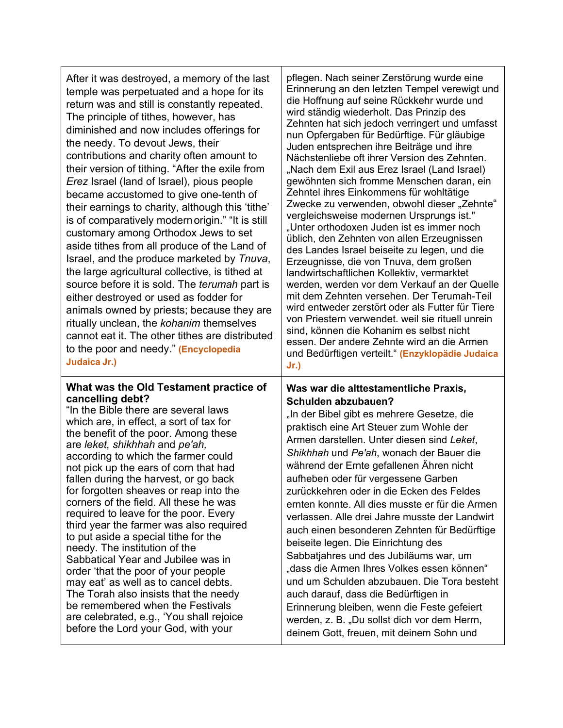| | |
|---|---|
| After it was destroyed, a memory of the last temple was perpetuated and a hope for its return was and still is constantly repeated. The principle of tithes, however, has diminished and now includes offerings for the needy. To devout Jews, their contributions and charity often amount to their version of tithing. "After the exile from *Erez* Israel (land of Israel), pious people became accustomed to give one-tenth of their earnings to charity, although this 'tithe' is of comparatively modern origin." "It is still customary among Orthodox Jews to set aside tithes from all produce of the Land of Israel, and the produce marketed by *Tnuva*, the large agricultural collective, is tithed at source before it is sold. The *terumah* part is either destroyed or used as fodder for animals owned by priests; because they are ritually unclean, the *kohanim* themselves cannot eat it. The other tithes are distributed to the poor and needy." **(Encyclopedia Judaica Jr.)** | pflegen. Nach seiner Zerstörung wurde eine Erinnerung an den letzten Tempel verewigt und die Hoffnung auf seine Rückkehr wurde und wird ständig wiederholt. Das Prinzip des Zehnten hat sich jedoch verringert und umfasst nun Opfergaben für Bedürftige. Für gläubige Juden entsprechen ihre Beiträge und ihre Nächstenliebe oft ihrer Version des Zehnten. „Nach dem Exil aus Erez Israel (Land Israel) gewöhnten sich fromme Menschen daran, ein Zehntel ihres Einkommens für wohltätige Zwecke zu verwenden, obwohl dieser „Zehnte" vergleichsweise modernen Ursprungs ist." „Unter orthodoxen Juden ist es immer noch üblich, den Zehnten von allen Erzeugnissen des Landes Israel beiseite zu legen, und die Erzeugnisse, die von Tnuva, dem großen landwirtschaftlichen Kollektiv, vermarktet werden, werden vor dem Verkauf an der Quelle mit dem Zehnten versehen. Der Terumah-Teil wird entweder zerstört oder als Futter für Tiere von Priestern verwendet. weil sie rituell unrein sind, können die Kohanim es selbst nicht essen. Der andere Zehnte wird an die Armen und Bedürftigen verteilt." **(Enzyklopädie Judaica Jr.)** |
| **What was the Old Testament practice of cancelling debt?** "In the Bible there are several laws which are, in effect, a sort of tax for the benefit of the poor. Among these are *leket, shikhhah* and *pe'ah,* according to which the farmer could not pick up the ears of corn that had fallen during the harvest, or go back for forgotten sheaves or reap into the corners of the field. All these he was required to leave for the poor. Every third year the farmer was also required to put aside a special tithe for the needy. The institution of the Sabbatical Year and Jubilee was in order 'that the poor of your people may eat' as well as to cancel debts. The Torah also insists that the needy be remembered when the Festivals are celebrated, e.g., 'You shall rejoice before the Lord your God, with your | **Was war die alttestamentliche Praxis, Schulden abzubauen?** „In der Bibel gibt es mehrere Gesetze, die praktisch eine Art Steuer zum Wohle der Armen darstellen. Unter diesen sind *Leket*, *Shikhhah* und *Pe'ah*, wonach der Bauer die während der Ernte gefallenen Ähren nicht aufheben oder für vergessene Garben zurückkehren oder in die Ecken des Feldes ernten konnte. All dies musste er für die Armen verlassen. Alle drei Jahre musste der Landwirt auch einen besonderen Zehnten für Bedürftige beiseite legen. Die Einrichtung des Sabbatjahres und des Jubiläums war, um „dass die Armen Ihres Volkes essen können" und um Schulden abzubauen. Die Tora besteht auch darauf, dass die Bedürftigen in Erinnerung bleiben, wenn die Feste gefeiert werden, z. B. „Du sollst dich vor dem Herrn, deinem Gott, freuen, mit deinem Sohn und |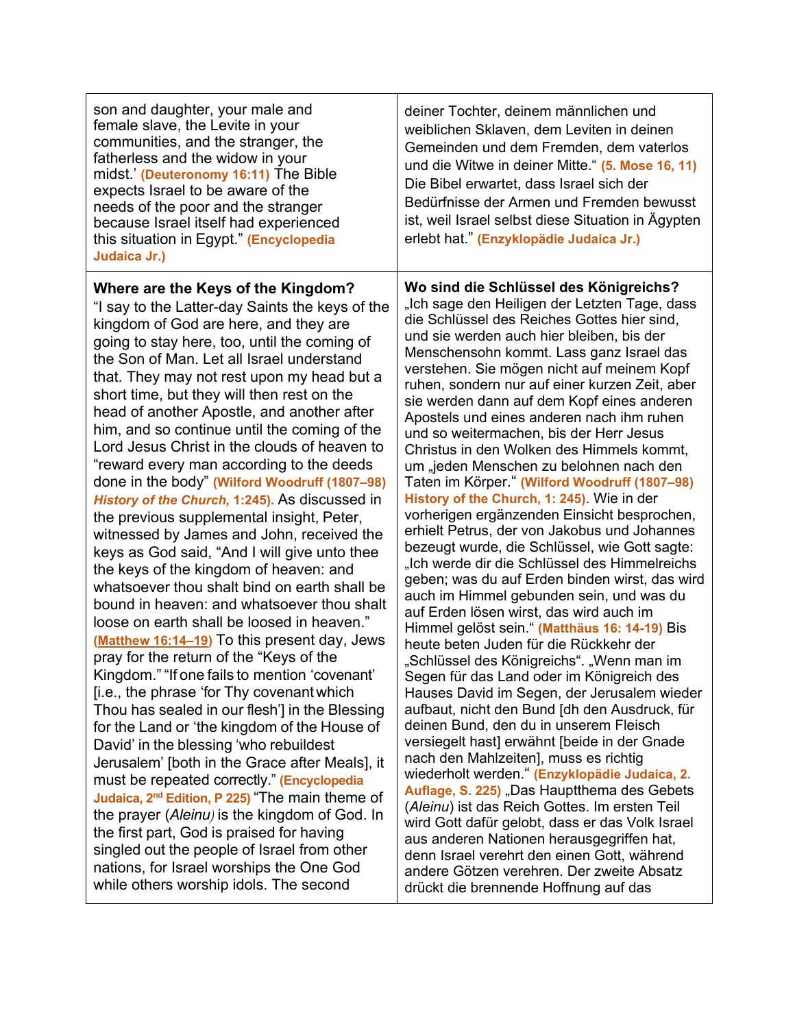| | |
|---|---|
| son and daughter, your male and female slave, the Levite in your communities, and the stranger, the fatherless and the widow in your midst.' **(Deuteronomy 16:11)** The Bible expects Israel to be aware of the needs of the poor and the stranger because Israel itself had experienced this situation in Egypt." **(Encyclopedia Judaica Jr.)** | deiner Tochter, deinem männlichen und weiblichen Sklaven, dem Leviten in deinen Gemeinden und dem Fremden, dem vaterlos und die Witwe in deiner Mitte." **(5. Mose 16, 11)** Die Bibel erwartet, dass Israel sich der Bedürfnisse der Armen und Fremden bewusst ist, weil Israel selbst diese Situation in Ägypten erlebt hat." **(Enzyklopädie Judaica Jr.)** |
| **Where are the Keys of the Kingdom?** "I say to the Latter-day Saints the keys of the kingdom of God are here, and they are going to stay here, too, until the coming of the Son of Man. Let all Israel understand that. They may not rest upon my head but a short time, but they will then rest on the head of another Apostle, and another after him, and so continue until the coming of the Lord Jesus Christ in the clouds of heaven to "reward every man according to the deeds done in the body" **(Wilford Woodruff (1807–98) *History of the Church,* 1:245).** As discussed in the previous supplemental insight, Peter, witnessed by James and John, received the keys as God said, "And I will give unto thee the keys of the kingdom of heaven: and whatsoever thou shalt bind on earth shall be bound in heaven: and whatsoever thou shalt loose on earth shall be loosed in heaven." **(Matthew 16:14–19)** To this present day, Jews pray for the return of the "Keys of the Kingdom." "If one fails to mention 'covenant' [i.e., the phrase 'for Thy covenant which Thou has sealed in our flesh'] in the Blessing for the Land or 'the kingdom of the House of David' in the blessing 'who rebuildest Jerusalem' [both in the Grace after Meals], it must be repeated correctly." **(Encyclopedia Judaica, 2nd Edition, P 225)** "The main theme of the prayer (*Aleinu*) is the kingdom of God. In the first part, God is praised for having singled out the people of Israel from other nations, for Israel worships the One God while others worship idols. The second | **Wo sind die Schlüssel des Königreichs?** „Ich sage den Heiligen der Letzten Tage, dass die Schlüssel des Reiches Gottes hier sind, und sie werden auch hier bleiben, bis der Menschensohn kommt. Lass ganz Israel das verstehen. Sie mögen nicht auf meinem Kopf ruhen, sondern nur auf einer kurzen Zeit, aber sie werden dann auf dem Kopf eines anderen Apostels und eines anderen nach ihm ruhen und so weitermachen, bis der Herr Jesus Christus in den Wolken des Himmels kommt, um „jeden Menschen zu belohnen nach den Taten im Körper." **(Wilford Woodruff (1807–98) History of the Church, 1: 245)**. Wie in der vorherigen ergänzenden Einsicht besprochen, erhielt Petrus, der von Jakobus und Johannes bezeugt wurde, die Schlüssel, wie Gott sagte: „Ich werde dir die Schlüssel des Himmelreichs geben; was du auf Erden binden wirst, das wird auch im Himmel gebunden sein, und was du auf Erden lösen wirst, das wird auch im Himmel gelöst sein." **(Matthäus 16: 14-19)** Bis heute beten Juden für die Rückkehr der „Schlüssel des Königreichs". „Wenn man im Segen für das Land oder im Königreich des Hauses David im Segen, der Jerusalem wieder aufbaut, nicht den Bund [dh den Ausdruck, für deinen Bund, den du in unserem Fleisch versiegelt hast] erwähnt [beide in der Gnade nach den Mahlzeiten], muss es richtig wiederholt werden." **(Enzyklopädie Judaica, 2. Auflage, S. 225)** „Das Hauptthema des Gebets (*Aleinu*) ist das Reich Gottes. Im ersten Teil wird Gott dafür gelobt, dass er das Volk Israel aus anderen Nationen herausgegriffen hat, denn Israel verehrt den einen Gott, während andere Götzen verehren. Der zweite Absatz drückt die brennende Hoffnung auf das |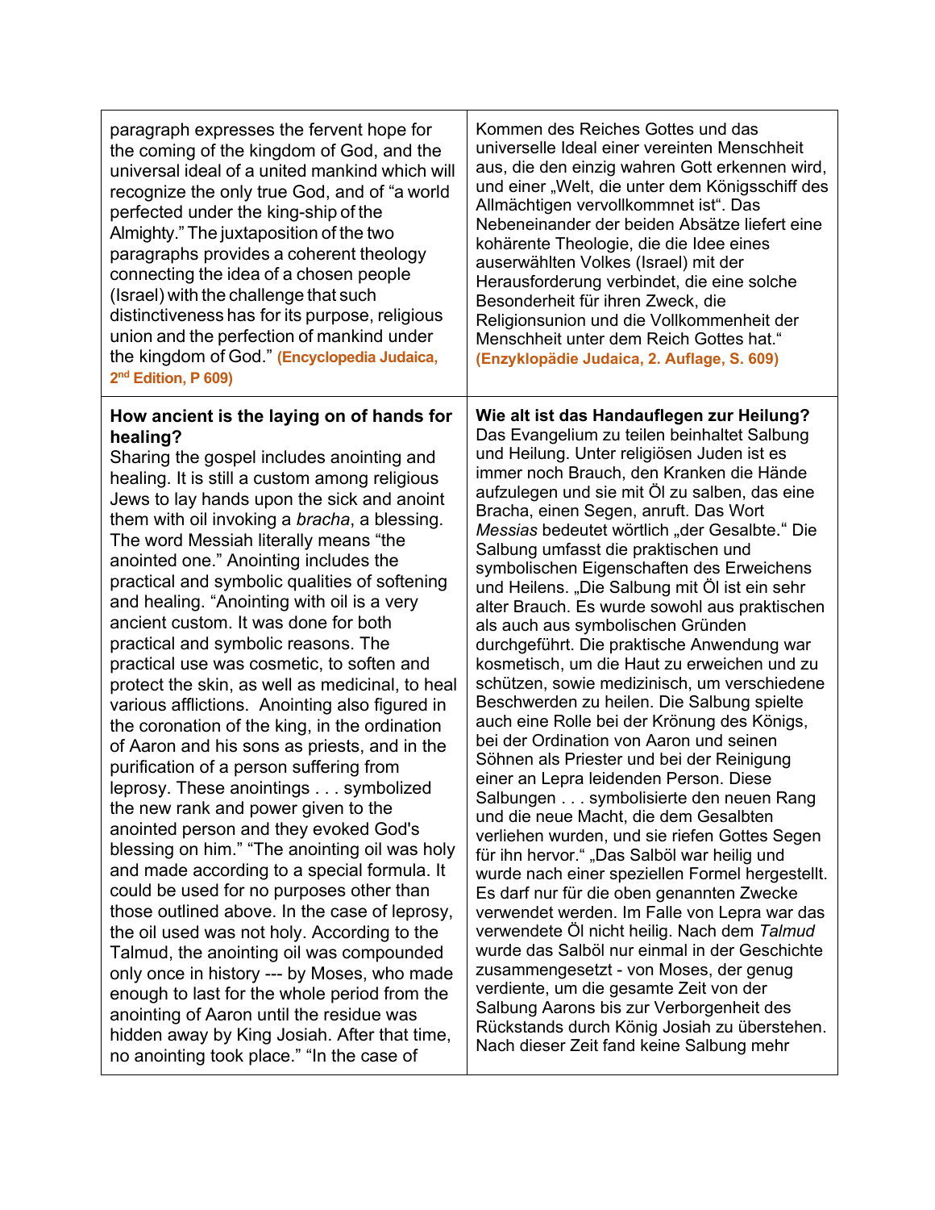| | |
|---|---|
| paragraph expresses the fervent hope for the coming of the kingdom of God, and the universal ideal of a united mankind which will recognize the only true God, and of "a world perfected under the king-ship of the Almighty." The juxtaposition of the two paragraphs provides a coherent theology connecting the idea of a chosen people (Israel) with the challenge that such distinctiveness has for its purpose, religious union and the perfection of mankind under the kingdom of God." **(Encyclopedia Judaica, 2nd Edition, P 609)** | Kommen des Reiches Gottes und das universelle Ideal einer vereinten Menschheit aus, die den einzig wahren Gott erkennen wird, und einer „Welt, die unter dem Königsschiff des Allmächtigen vervollkommnet ist". Das Nebeneinander der beiden Absätze liefert eine kohärente Theologie, die die Idee eines auserwählten Volkes (Israel) mit der Herausforderung verbindet, die eine solche Besonderheit für ihren Zweck, die Religionsunion und die Vollkommenheit der Menschheit unter dem Reich Gottes hat." **(Enzyklopädie Judaica, 2. Auflage, S. 609)** |
| **How ancient is the laying on of hands for healing?** Sharing the gospel includes anointing and healing. It is still a custom among religious Jews to lay hands upon the sick and anoint them with oil invoking a *bracha*, a blessing. The word Messiah literally means "the anointed one." Anointing includes the practical and symbolic qualities of softening and healing. "Anointing with oil is a very ancient custom. It was done for both practical and symbolic reasons. The practical use was cosmetic, to soften and protect the skin, as well as medicinal, to heal various afflictions. Anointing also figured in the coronation of the king, in the ordination of Aaron and his sons as priests, and in the purification of a person suffering from leprosy. These anointings . . . symbolized the new rank and power given to the anointed person and they evoked God's blessing on him." "The anointing oil was holy and made according to a special formula. It could be used for no purposes other than those outlined above. In the case of leprosy, the oil used was not holy. According to the Talmud, the anointing oil was compounded only once in history --- by Moses, who made enough to last for the whole period from the anointing of Aaron until the residue was hidden away by King Josiah. After that time, no anointing took place." "In the case of | **Wie alt ist das Handauflegen zur Heilung?** Das Evangelium zu teilen beinhaltet Salbung und Heilung. Unter religiösen Juden ist es immer noch Brauch, den Kranken die Hände aufzulegen und sie mit Öl zu salben, das eine Bracha, einen Segen, anruft. Das Wort *Messias* bedeutet wörtlich „der Gesalbte." Die Salbung umfasst die praktischen und symbolischen Eigenschaften des Erweichens und Heilens. „Die Salbung mit Öl ist ein sehr alter Brauch. Es wurde sowohl aus praktischen als auch aus symbolischen Gründen durchgeführt. Die praktische Anwendung war kosmetisch, um die Haut zu erweichen und zu schützen, sowie medizinisch, um verschiedene Beschwerden zu heilen. Die Salbung spielte auch eine Rolle bei der Krönung des Königs, bei der Ordination von Aaron und seinen Söhnen als Priester und bei der Reinigung einer an Lepra leidenden Person. Diese Salbungen . . . symbolisierte den neuen Rang und die neue Macht, die dem Gesalbten verliehen wurden, und sie riefen Gottes Segen für ihn hervor." „Das Salböl war heilig und wurde nach einer speziellen Formel hergestellt. Es darf nur für die oben genannten Zwecke verwendet werden. Im Falle von Lepra war das verwendete Öl nicht heilig. Nach dem *Talmud* wurde das Salböl nur einmal in der Geschichte zusammengesetzt - von Moses, der genug verdiente, um die gesamte Zeit von der Salbung Aarons bis zur Verborgenheit des Rückstands durch König Josiah zu überstehen. Nach dieser Zeit fand keine Salbung mehr |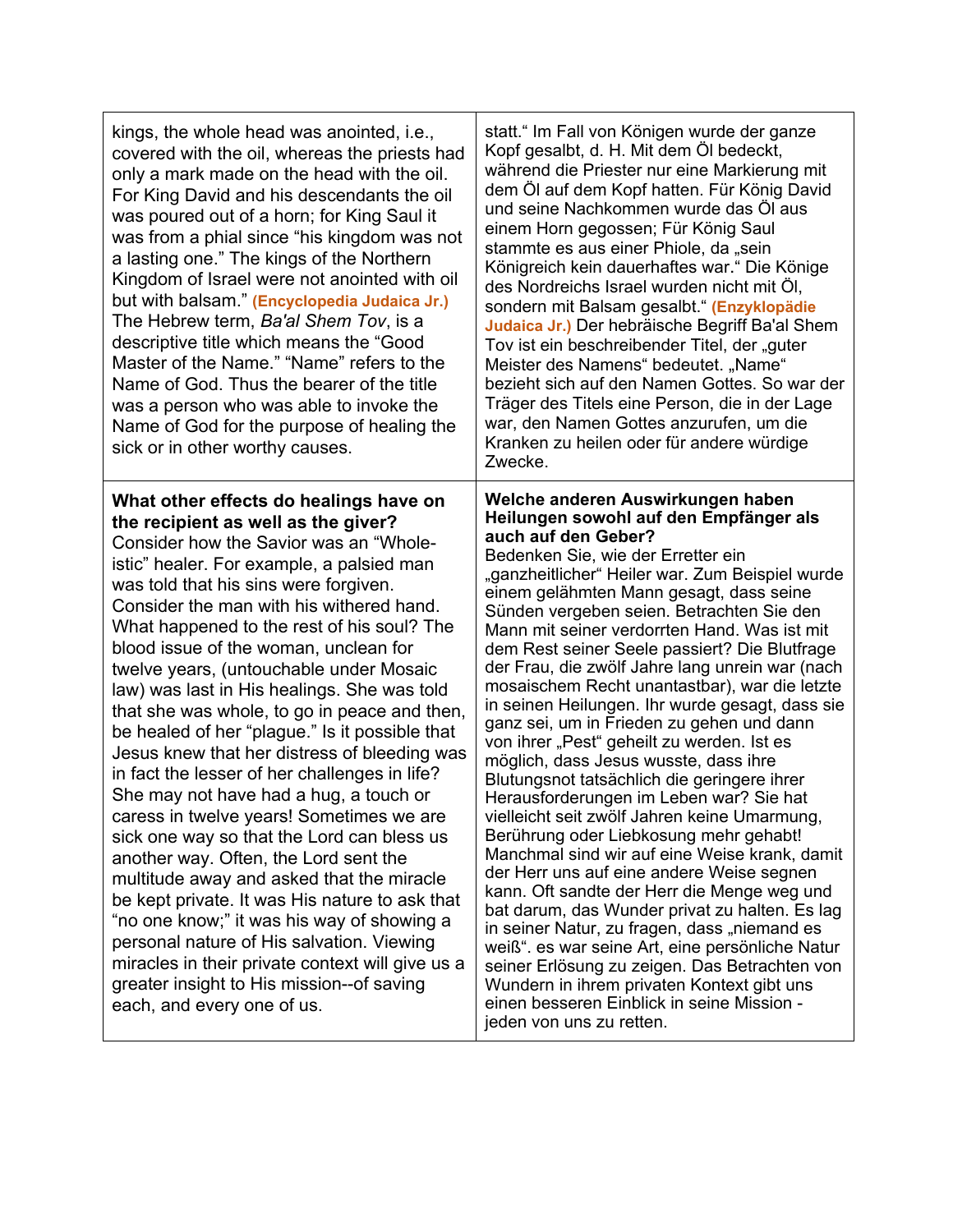| | |
|---|---|
| kings, the whole head was anointed, i.e., covered with the oil, whereas the priests had only a mark made on the head with the oil. For King David and his descendants the oil was poured out of a horn; for King Saul it was from a phial since "his kingdom was not a lasting one." The kings of the Northern Kingdom of Israel were not anointed with oil but with balsam." **(Encyclopedia Judaica Jr.)** The Hebrew term, *Ba'al Shem Tov*, is a descriptive title which means the "Good Master of the Name." "Name" refers to the Name of God. Thus the bearer of the title was a person who was able to invoke the Name of God for the purpose of healing the sick or in other worthy causes. | statt." Im Fall von Königen wurde der ganze Kopf gesalbt, d. H. Mit dem Öl bedeckt, während die Priester nur eine Markierung mit dem Öl auf dem Kopf hatten. Für König David und seine Nachkommen wurde das Öl aus einem Horn gegossen; Für König Saul stammte es aus einer Phiole, da „sein Königreich kein dauerhaftes war." Die Könige des Nordreichs Israel wurden nicht mit Öl, sondern mit Balsam gesalbt." **(Enzyklopädie Judaica Jr.)** Der hebräische Begriff Ba'al Shem Tov ist ein beschreibender Titel, der „guter Meister des Namens" bedeutet. „Name" bezieht sich auf den Namen Gottes. So war der Träger des Titels eine Person, die in der Lage war, den Namen Gottes anzurufen, um die Kranken zu heilen oder für andere würdige Zwecke. |
| **What other effects do healings have on the recipient as well as the giver?** Consider how the Savior was an "Whole-istic" healer. For example, a palsied man was told that his sins were forgiven. Consider the man with his withered hand. What happened to the rest of his soul? The blood issue of the woman, unclean for twelve years, (untouchable under Mosaic law) was last in His healings. She was told that she was whole, to go in peace and then, be healed of her "plague." Is it possible that Jesus knew that her distress of bleeding was in fact the lesser of her challenges in life? She may not have had a hug, a touch or caress in twelve years! Sometimes we are sick one way so that the Lord can bless us another way. Often, the Lord sent the multitude away and asked that the miracle be kept private. It was His nature to ask that "no one know;" it was his way of showing a personal nature of His salvation. Viewing miracles in their private context will give us a greater insight to His mission--of saving each, and every one of us. | **Welche anderen Auswirkungen haben Heilungen sowohl auf den Empfänger als auch auf den Geber?** Bedenken Sie, wie der Erretter ein „ganzheitlicher" Heiler war. Zum Beispiel wurde einem gelähmten Mann gesagt, dass seine Sünden vergeben seien. Betrachten Sie den Mann mit seiner verdorrten Hand. Was ist mit dem Rest seiner Seele passiert? Die Blutfrage der Frau, die zwölf Jahre lang unrein war (nach mosaischem Recht unantastbar), war die letzte in seinen Heilungen. Ihr wurde gesagt, dass sie ganz sei, um in Frieden zu gehen und dann von ihrer „Pest" geheilt zu werden. Ist es möglich, dass Jesus wusste, dass ihre Blutungsnot tatsächlich die geringere ihrer Herausforderungen im Leben war? Sie hat vielleicht seit zwölf Jahren keine Umarmung, Berührung oder Liebkosung mehr gehabt! Manchmal sind wir auf eine Weise krank, damit der Herr uns auf eine andere Weise segnen kann. Oft sandte der Herr die Menge weg und bat darum, das Wunder privat zu halten. Es lag in seiner Natur, zu fragen, dass „niemand es weiß". es war seine Art, eine persönliche Natur seiner Erlösung zu zeigen. Das Betrachten von Wundern in ihrem privaten Kontext gibt uns einen besseren Einblick in seine Mission - jeden von uns zu retten. |